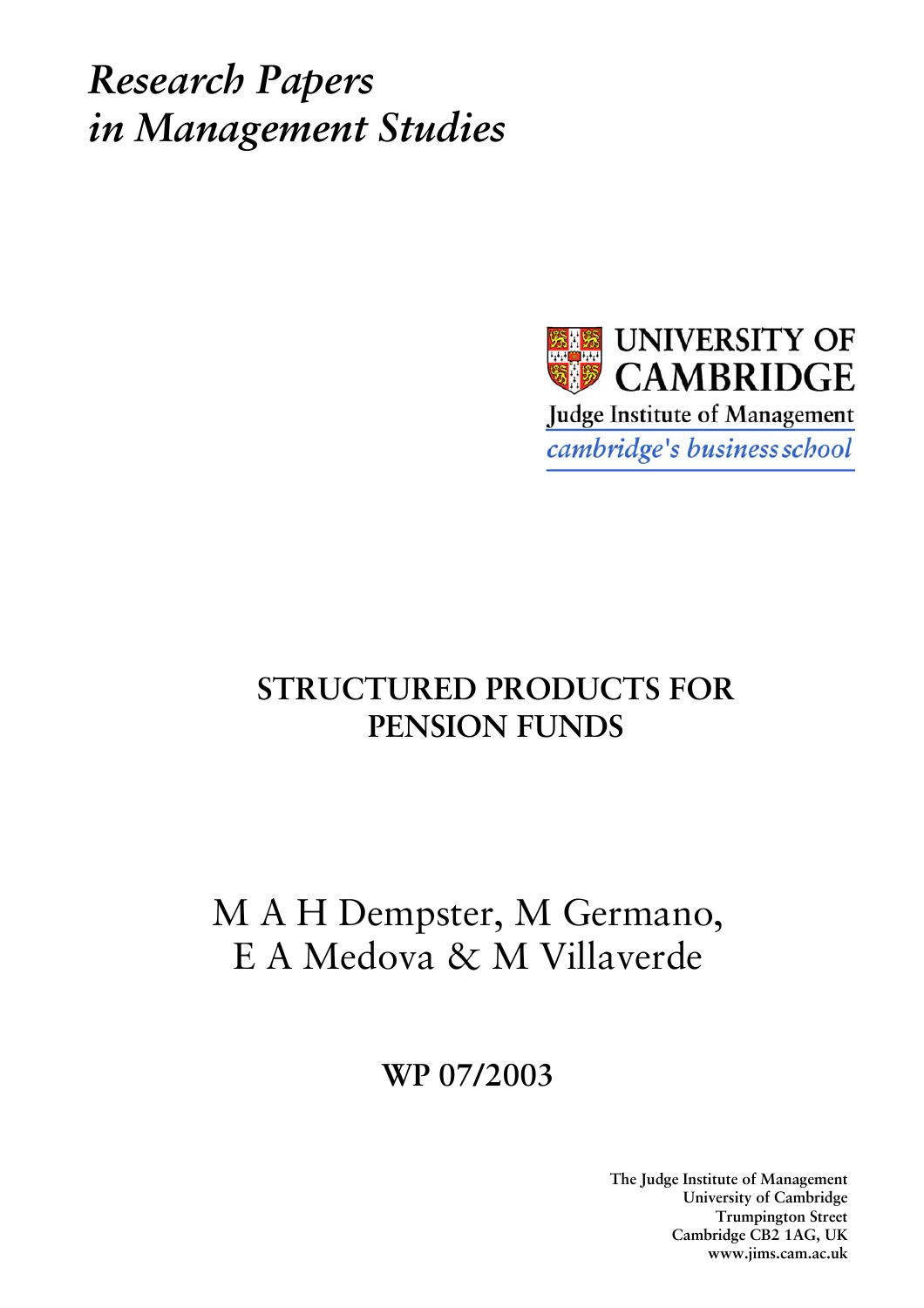*Research Papers in Management Studies*

UNIVERSITY OF CAMBRIDGE

Judge Institute of Management

*cambridge's business school*

# STRUCTURED PRODUCTS FOR PENSION FUNDS

M A H Dempster, M Germano, E A Medova & M Villaverde

**WP 07/2003**

**The Judge Institute of Management**
**University of Cambridge**
**Trumpington Street**
**Cambridge CB2 1AG, UK**
**www.jims.cam.ac.uk**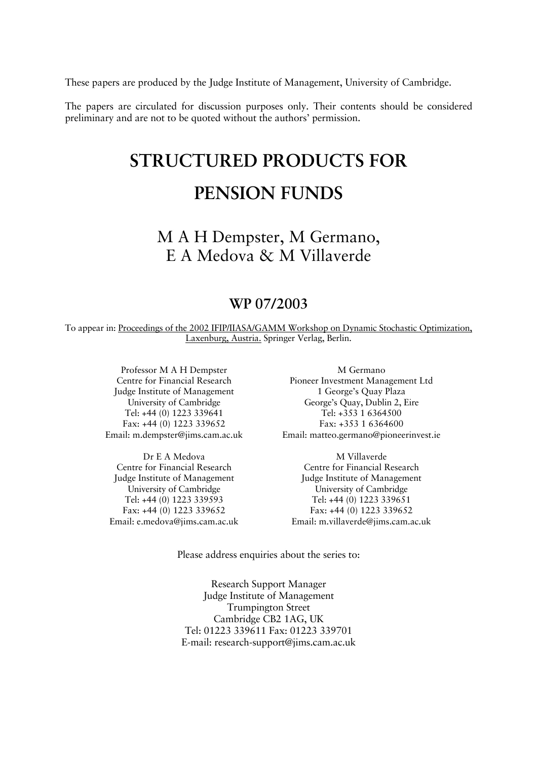These papers are produced by the Judge Institute of Management, University of Cambridge.

The papers are circulated for discussion purposes only. Their contents should be considered preliminary and are not to be quoted without the authors' permission.

# STRUCTURED PRODUCTS FOR PENSION FUNDS

## M A H Dempster, M Germano, E A Medova & M Villaverde

### WP 07/2003

To appear in: Proceedings of the 2002 IFIP/IIASA/GAMM Workshop on Dynamic Stochastic Optimization, Laxenburg, Austria. Springer Verlag, Berlin.

Professor M A H Dempster
Centre for Financial Research
Judge Institute of Management
University of Cambridge
Tel: +44 (0) 1223 339641
Fax: +44 (0) 1223 339652
Email: m.dempster@jims.cam.ac.uk

M Germano
Pioneer Investment Management Ltd
1 George's Quay Plaza
George's Quay, Dublin 2, Eire
Tel: +353 1 6364500
Fax: +353 1 6364600
Email: matteo.germano@pioneerinvest.ie

Dr E A Medova
Centre for Financial Research
Judge Institute of Management
University of Cambridge
Tel: +44 (0) 1223 339593
Fax: +44 (0) 1223 339652
Email: e.medova@jims.cam.ac.uk

M Villaverde
Centre for Financial Research
Judge Institute of Management
University of Cambridge
Tel: +44 (0) 1223 339651
Fax: +44 (0) 1223 339652
Email: m.villaverde@jims.cam.ac.uk

Please address enquiries about the series to:

Research Support Manager
Judge Institute of Management
Trumpington Street
Cambridge CB2 1AG, UK
Tel: 01223 339611 Fax: 01223 339701
E-mail: research-support@jims.cam.ac.uk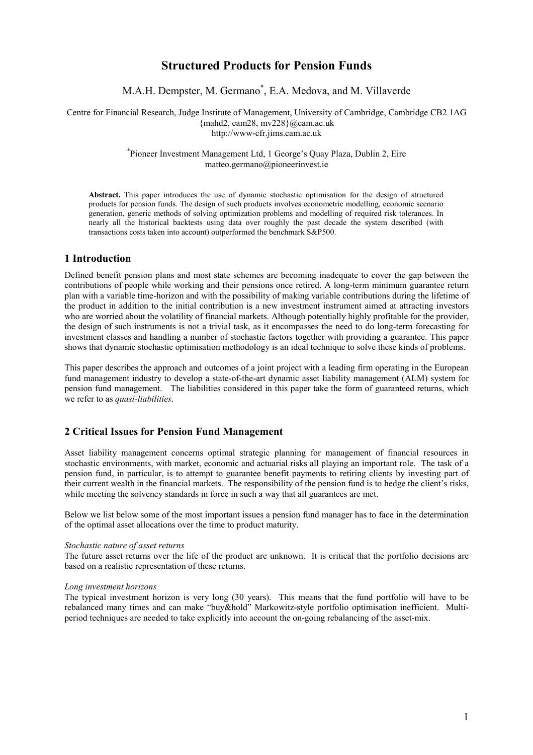# Structured Products for Pension Funds

M.A.H. Dempster, M. Germano[*], E.A. Medova, and M. Villaverde

Centre for Financial Research, Judge Institute of Management, University of Cambridge, Cambridge CB2 1AG
{mahd2, eam28, mv228}@cam.ac.uk
http://www-cfr.jims.cam.ac.uk

[*]Pioneer Investment Management Ltd, 1 George's Quay Plaza, Dublin 2, Eire
matteo.germano@pioneerinvest.ie

**Abstract.** This paper introduces the use of dynamic stochastic optimisation for the design of structured products for pension funds. The design of such products involves econometric modelling, economic scenario generation, generic methods of solving optimization problems and modelling of required risk tolerances. In nearly all the historical backtests using data over roughly the past decade the system described (with transactions costs taken into account) outperformed the benchmark S&P500.

## 1 Introduction

Defined benefit pension plans and most state schemes are becoming inadequate to cover the gap between the contributions of people while working and their pensions once retired. A long-term minimum guarantee return plan with a variable time-horizon and with the possibility of making variable contributions during the lifetime of the product in addition to the initial contribution is a new investment instrument aimed at attracting investors who are worried about the volatility of financial markets. Although potentially highly profitable for the provider, the design of such instruments is not a trivial task, as it encompasses the need to do long-term forecasting for investment classes and handling a number of stochastic factors together with providing a guarantee. This paper shows that dynamic stochastic optimisation methodology is an ideal technique to solve these kinds of problems.

This paper describes the approach and outcomes of a joint project with a leading firm operating in the European fund management industry to develop a state-of-the-art dynamic asset liability management (ALM) system for pension fund management. The liabilities considered in this paper take the form of guaranteed returns, which we refer to as *quasi-liabilities*.

## 2 Critical Issues for Pension Fund Management

Asset liability management concerns optimal strategic planning for management of financial resources in stochastic environments, with market, economic and actuarial risks all playing an important role. The task of a pension fund, in particular, is to attempt to guarantee benefit payments to retiring clients by investing part of their current wealth in the financial markets. The responsibility of the pension fund is to hedge the client's risks, while meeting the solvency standards in force in such a way that all guarantees are met.

Below we list below some of the most important issues a pension fund manager has to face in the determination of the optimal asset allocations over the time to product maturity.

*Stochastic nature of asset returns*

The future asset returns over the life of the product are unknown. It is critical that the portfolio decisions are based on a realistic representation of these returns.

*Long investment horizons*

The typical investment horizon is very long (30 years). This means that the fund portfolio will have to be rebalanced many times and can make "buy&hold" Markowitz-style portfolio optimisation inefficient. Multi-period techniques are needed to take explicitly into account the on-going rebalancing of the asset-mix.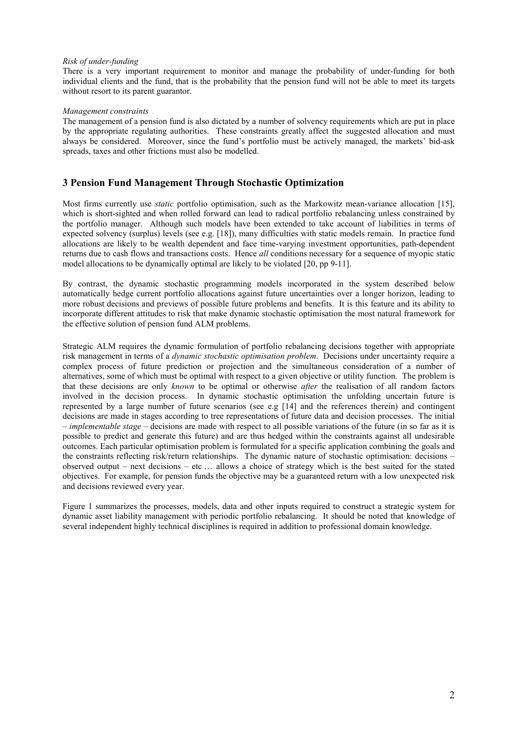*Risk of under-funding*

There is a very important requirement to monitor and manage the probability of under-funding for both individual clients and the fund, that is the probability that the pension fund will not be able to meet its targets without resort to its parent guarantor.

*Management constraints*

The management of a pension fund is also dictated by a number of solvency requirements which are put in place by the appropriate regulating authorities. These constraints greatly affect the suggested allocation and must always be considered. Moreover, since the fund's portfolio must be actively managed, the markets' bid-ask spreads, taxes and other frictions must also be modelled.

## 3 Pension Fund Management Through Stochastic Optimization

Most firms currently use *static* portfolio optimisation, such as the Markowitz mean-variance allocation [15], which is short-sighted and when rolled forward can lead to radical portfolio rebalancing unless constrained by the portfolio manager. Although such models have been extended to take account of liabilities in terms of expected solvency (surplus) levels (see e.g. [18]), many difficulties with static models remain. In practice fund allocations are likely to be wealth dependent and face time-varying investment opportunities, path-dependent returns due to cash flows and transactions costs. Hence *all* conditions necessary for a sequence of myopic static model allocations to be dynamically optimal are likely to be violated [20, pp 9-11].

By contrast, the dynamic stochastic programming models incorporated in the system described below automatically hedge current portfolio allocations against future uncertainties over a longer horizon, leading to more robust decisions and previews of possible future problems and benefits. It is this feature and its ability to incorporate different attitudes to risk that make dynamic stochastic optimisation the most natural framework for the effective solution of pension fund ALM problems.

Strategic ALM requires the dynamic formulation of portfolio rebalancing decisions together with appropriate risk management in terms of a *dynamic stochastic optimisation problem*. Decisions under uncertainty require a complex process of future prediction or projection and the simultaneous consideration of a number of alternatives, some of which must be optimal with respect to a given objective or utility function. The problem is that these decisions are only *known* to be optimal or otherwise *after* the realisation of all random factors involved in the decision process. In dynamic stochastic optimisation the unfolding uncertain future is represented by a large number of future scenarios (see e.g [14] and the references therein) and contingent decisions are made in stages according to tree representations of future data and decision processes. The initial – *implementable stage* – decisions are made with respect to all possible variations of the future (in so far as it is possible to predict and generate this future) and are thus hedged within the constraints against all undesirable outcomes. Each particular optimisation problem is formulated for a specific application combining the goals and the constraints reflecting risk/return relationships. The dynamic nature of stochastic optimisation: decisions – observed output – next decisions – etc … allows a choice of strategy which is the best suited for the stated objectives. For example, for pension funds the objective may be a guaranteed return with a low unexpected risk and decisions reviewed every year.

Figure 1 summarizes the processes, models, data and other inputs required to construct a strategic system for dynamic asset liability management with periodic portfolio rebalancing. It should be noted that knowledge of several independent highly technical disciplines is required in addition to professional domain knowledge.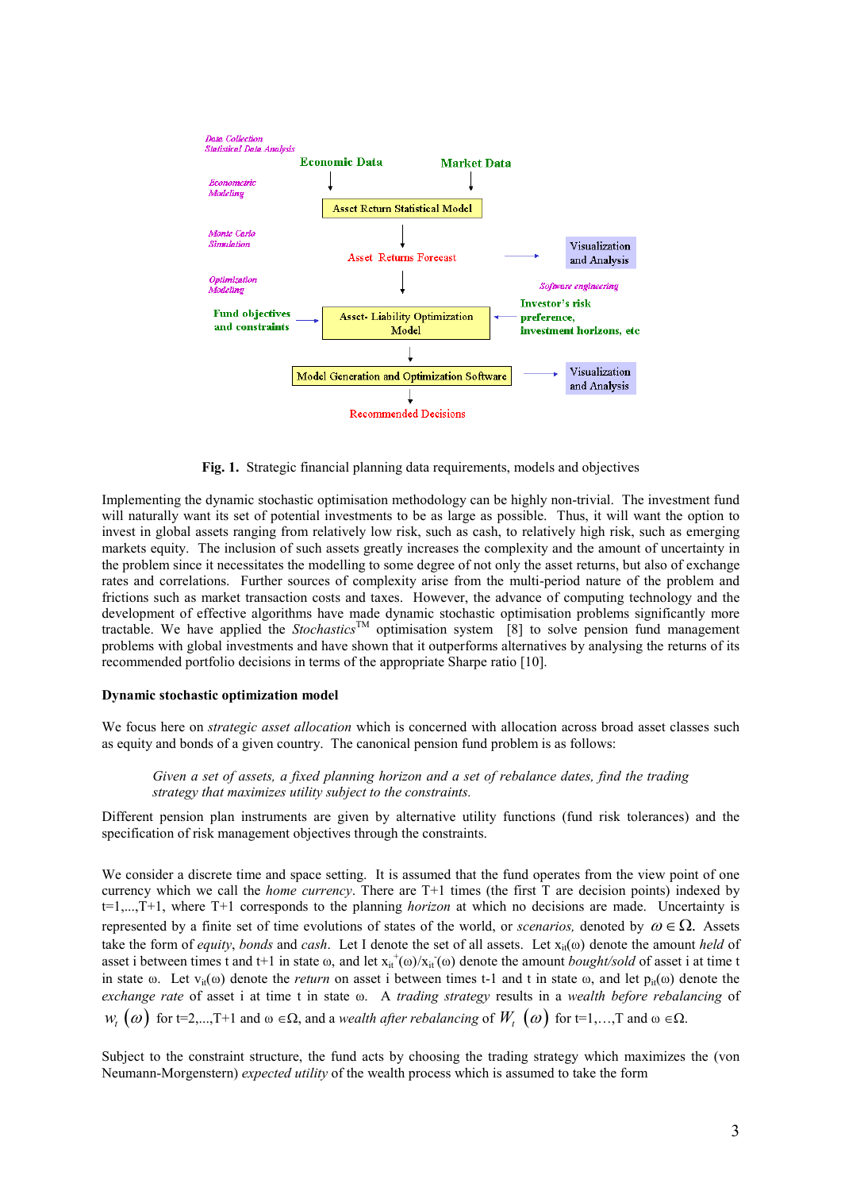Fig. 1. Strategic financial planning data requirements, models and objectives

Implementing the dynamic stochastic optimisation methodology can be highly non-trivial. The investment fund will naturally want its set of potential investments to be as large as possible. Thus, it will want the option to invest in global assets ranging from relatively low risk, such as cash, to relatively high risk, such as emerging markets equity. The inclusion of such assets greatly increases the complexity and the amount of uncertainty in the problem since it necessitates the modelling to some degree of not only the asset returns, but also of exchange rates and correlations. Further sources of complexity arise from the multi-period nature of the problem and frictions such as market transaction costs and taxes. However, the advance of computing technology and the development of effective algorithms have made dynamic stochastic optimisation problems significantly more tractable. We have applied the *Stochastics*™ optimisation system [8] to solve pension fund management problems with global investments and have shown that it outperforms alternatives by analysing the returns of its recommended portfolio decisions in terms of the appropriate Sharpe ratio [10].

**Dynamic stochastic optimization model**

We focus here on *strategic asset allocation* which is concerned with allocation across broad asset classes such as equity and bonds of a given country. The canonical pension fund problem is as follows:

> *Given a set of assets, a fixed planning horizon and a set of rebalance dates, find the trading strategy that maximizes utility subject to the constraints.*

Different pension plan instruments are given by alternative utility functions (fund risk tolerances) and the specification of risk management objectives through the constraints.

We consider a discrete time and space setting. It is assumed that the fund operates from the view point of one currency which we call the *home currency*. There are T+1 times (the first T are decision points) indexed by t=1,...,T+1, where T+1 corresponds to the planning *horizon* at which no decisions are made. Uncertainty is represented by a finite set of time evolutions of states of the world, or *scenarios,* denoted by $\omega \in \Omega$. Assets take the form of *equity*, *bonds* and *cash*. Let I denote the set of all assets. Let $x_{it}(\omega)$ denote the amount *held* of asset i between times t and t+1 in state ω, and let $x_{it}^{+}(\omega)/x_{it}^{-}(\omega)$ denote the amount *bought/sold* of asset i at time t in state ω. Let $v_{it}(\omega)$ denote the *return* on asset i between times t-1 and t in state ω, and let $p_{it}(\omega)$ denote the *exchange rate* of asset i at time t in state ω. A *trading strategy* results in a *wealth before rebalancing* of $w_t(\omega)$ for t=2,...,T+1 and $\omega \in \Omega$, and a *wealth after rebalancing* of $W_t(\omega)$ for t=1,…,T and $\omega \in \Omega$.

Subject to the constraint structure, the fund acts by choosing the trading strategy which maximizes the (von Neumann-Morgenstern) *expected utility* of the wealth process which is assumed to take the form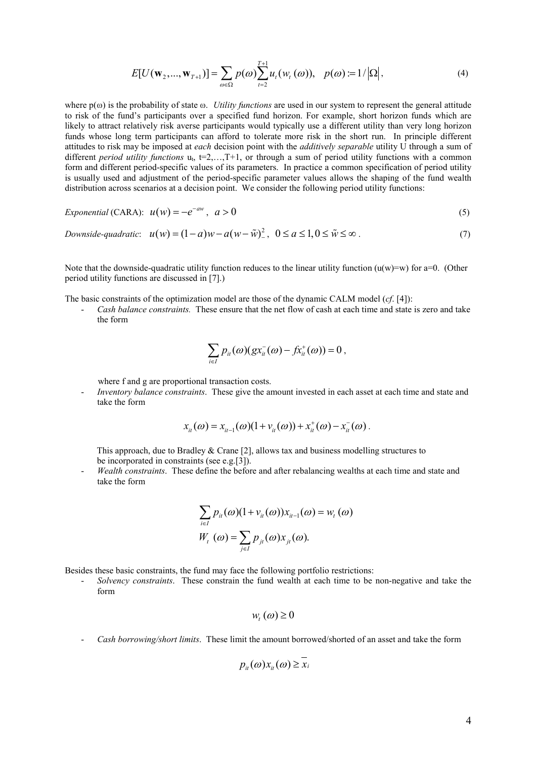$$E[U(\mathbf{w}_2,...,\mathbf{w}_{T+1})] = \sum_{\omega \in \Omega} p(\omega) \sum_{t=2}^{T+1} u_t(w_t(\omega)), \quad p(\omega) := 1/|\Omega|, \tag{4}$$

where $p(\omega)$ is the probability of state $\omega$. *Utility functions* are used in our system to represent the general attitude to risk of the fund's participants over a specified fund horizon. For example, short horizon funds which are likely to attract relatively risk averse participants would typically use a different utility than very long horizon funds whose long term participants can afford to tolerate more risk in the short run. In principle different attitudes to risk may be imposed at *each* decision point with the *additively separable* utility U through a sum of different *period utility functions* $u_t$, t=2,…,T+1, or through a sum of period utility functions with a common form and different period-specific values of its parameters. In practice a common specification of period utility is usually used and adjustment of the period-specific parameter values allows the shaping of the fund wealth distribution across scenarios at a decision point. We consider the following period utility functions:

*Exponential* (CARA): $u(w) = -e^{-aw}, \ a > 0$ (5)

*Downside-quadratic*: $u(w) = (1-a)w - a(w-\tilde{w})_-^2, \ 0 \le a \le 1, 0 \le \tilde{w} \le \infty$ . (7)

Note that the downside-quadratic utility function reduces to the linear utility function ($u(w)=w$) for a=0. (Other period utility functions are discussed in [7].)

The basic constraints of the optimization model are those of the dynamic CALM model (*cf*. [4]):

- *Cash balance constraints.* These ensure that the net flow of cash at each time and state is zero and take the form

$$\sum_{i \in I} p_{it}(\omega)(g x_{it}^-(\omega) - f x_{it}^+(\omega)) = 0,$$

  where f and g are proportional transaction costs.

- *Inventory balance constraints*. These give the amount invested in each asset at each time and state and take the form

$$x_{it}(\omega) = x_{it-1}(\omega)(1 + v_{it}(\omega)) + x_{it}^+(\omega) - x_{it}^-(\omega).$$

  This approach, due to Bradley & Crane [2], allows tax and business modelling structures to be incorporated in constraints (see e.g.[3]).

- *Wealth constraints*. These define the before and after rebalancing wealths at each time and state and take the form

$$\sum_{i \in I} p_{it}(\omega)(1 + v_{it}(\omega)) x_{it-1}(\omega) = w_t(\omega)$$
$$W_t(\omega) = \sum_{j \in I} p_{jt}(\omega) x_{jt}(\omega).$$

Besides these basic constraints, the fund may face the following portfolio restrictions:

- *Solvency constraints*. These constrain the fund wealth at each time to be non-negative and take the form

$$w_t(\omega) \ge 0$$

- *Cash borrowing/short limits*. These limit the amount borrowed/shorted of an asset and take the form

$$p_{it}(\omega) x_{it}(\omega) \ge \overline{x}_i$$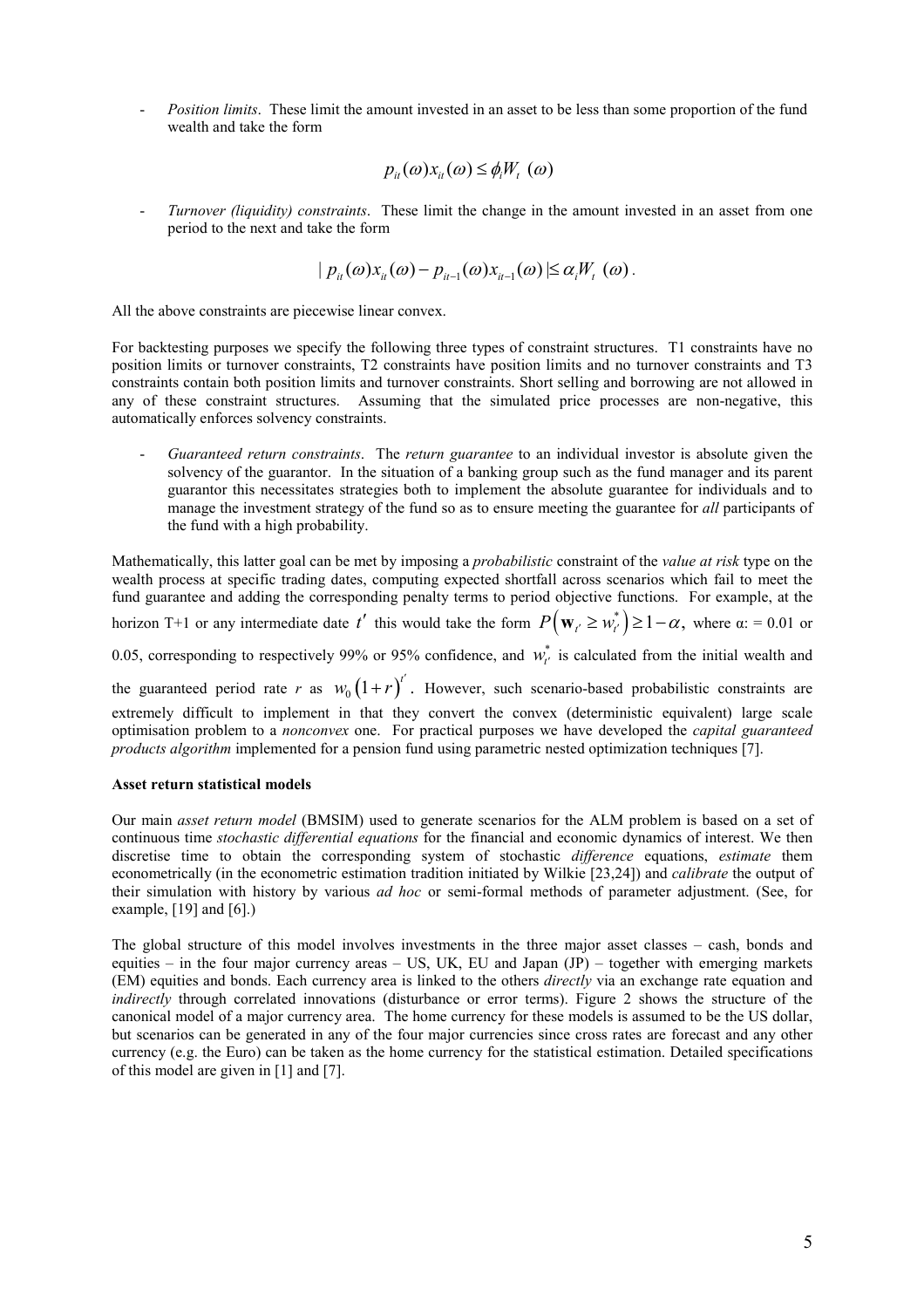- *Position limits*. These limit the amount invested in an asset to be less than some proportion of the fund wealth and take the form

$$p_{it}(\omega)x_{it}(\omega) \leq \phi_i W_t(\omega)$$

- *Turnover (liquidity) constraints*. These limit the change in the amount invested in an asset from one period to the next and take the form

$$| p_{it}(\omega)x_{it}(\omega) - p_{it-1}(\omega)x_{it-1}(\omega) | \leq \alpha_i W_t(\omega).$$

All the above constraints are piecewise linear convex.

For backtesting purposes we specify the following three types of constraint structures. T1 constraints have no position limits or turnover constraints, T2 constraints have position limits and no turnover constraints and T3 constraints contain both position limits and turnover constraints. Short selling and borrowing are not allowed in any of these constraint structures. Assuming that the simulated price processes are non-negative, this automatically enforces solvency constraints.

- *Guaranteed return constraints*. The *return guarantee* to an individual investor is absolute given the solvency of the guarantor. In the situation of a banking group such as the fund manager and its parent guarantor this necessitates strategies both to implement the absolute guarantee for individuals and to manage the investment strategy of the fund so as to ensure meeting the guarantee for *all* participants of the fund with a high probability.

Mathematically, this latter goal can be met by imposing a *probabilistic* constraint of the *value at risk* type on the wealth process at specific trading dates, computing expected shortfall across scenarios which fail to meet the fund guarantee and adding the corresponding penalty terms to period objective functions. For example, at the horizon T+1 or any intermediate date $t'$ this would take the form $P\left(\mathbf{w}_{t'} \geq w^*_{t'}\right) \geq 1-\alpha$, where α: = 0.01 or 0.05, corresponding to respectively 99% or 95% confidence, and $w^*_{t'}$ is calculated from the initial wealth and the guaranteed period rate $r$ as $w_0\left(1+r\right)^{t'}$. However, such scenario-based probabilistic constraints are extremely difficult to implement in that they convert the convex (deterministic equivalent) large scale optimisation problem to a *nonconvex* one. For practical purposes we have developed the *capital guaranteed products algorithm* implemented for a pension fund using parametric nested optimization techniques [7].

**Asset return statistical models**

Our main *asset return model* (BMSIM) used to generate scenarios for the ALM problem is based on a set of continuous time *stochastic differential equations* for the financial and economic dynamics of interest. We then discretise time to obtain the corresponding system of stochastic *difference* equations, *estimate* them econometrically (in the econometric estimation tradition initiated by Wilkie [23,24]) and *calibrate* the output of their simulation with history by various *ad hoc* or semi-formal methods of parameter adjustment. (See, for example, [19] and [6].)

The global structure of this model involves investments in the three major asset classes – cash, bonds and equities – in the four major currency areas – US, UK, EU and Japan (JP) – together with emerging markets (EM) equities and bonds. Each currency area is linked to the others *directly* via an exchange rate equation and *indirectly* through correlated innovations (disturbance or error terms). Figure 2 shows the structure of the canonical model of a major currency area. The home currency for these models is assumed to be the US dollar, but scenarios can be generated in any of the four major currencies since cross rates are forecast and any other currency (e.g. the Euro) can be taken as the home currency for the statistical estimation. Detailed specifications of this model are given in [1] and [7].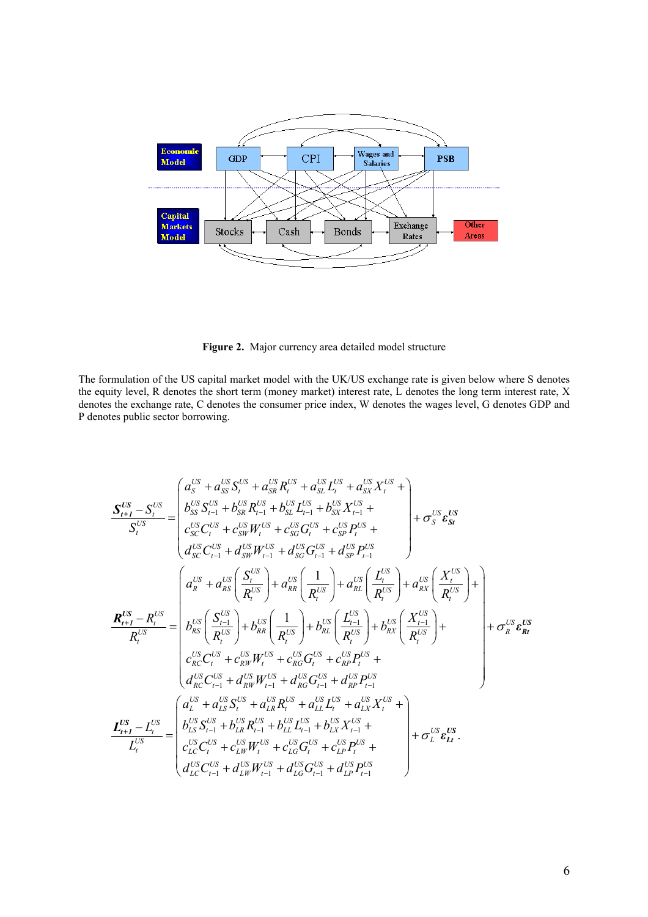Figure 2. Major currency area detailed model structure

The formulation of the US capital market model with the UK/US exchange rate is given below where S denotes the equity level, R denotes the short term (money market) interest rate, L denotes the long term interest rate, X denotes the exchange rate, C denotes the consumer price index, W denotes the wages level, G denotes GDP and P denotes public sector borrowing.

$$
\frac{\boldsymbol{S_{t+1}^{US}} - S_t^{US}}{S_t^{US}} = \begin{pmatrix} a_S^{US} + a_{SS}^{US} S_t^{US} + a_{SR}^{US} R_t^{US} + a_{SL}^{US} L_t^{US} + a_{SX}^{US} X_t^{US} + \\ b_{SS}^{US} S_{t-1}^{US} + b_{SR}^{US} R_{t-1}^{US} + b_{SL}^{US} L_{t-1}^{US} + b_{SX}^{US} X_{t-1}^{US} + \\ c_{SC}^{US} C_t^{US} + c_{SW}^{US} W_t^{US} + c_{SG}^{US} G_t^{US} + c_{SP}^{US} P_t^{US} + \\ d_{SC}^{US} C_{t-1}^{US} + d_{SW}^{US} W_{t-1}^{US} + d_{SG}^{US} G_{t-1}^{US} + d_{SP}^{US} P_{t-1}^{US} \end{pmatrix} + \sigma_S^{US} \boldsymbol{\varepsilon_{St}^{US}}
$$

$$
\frac{\boldsymbol{R_{t+1}^{US}} - R_t^{US}}{R_t^{US}} = \begin{pmatrix} a_R^{US} + a_{RS}^{US} \left( \frac{S_t^{US}}{R_t^{US}} \right) + a_{RR}^{US} \left( \frac{1}{R_t^{US}} \right) + a_{RL}^{US} \left( \frac{L_t^{US}}{R_t^{US}} \right) + a_{RX}^{US} \left( \frac{X_t^{US}}{R_t^{US}} \right) + \\ b_{RS}^{US} \left( \frac{S_{t-1}^{US}}{R_t^{US}} \right) + b_{RR}^{US} \left( \frac{1}{R_t^{US}} \right) + b_{RL}^{US} \left( \frac{L_{t-1}^{US}}{R_t^{US}} \right) + b_{RX}^{US} \left( \frac{X_{t-1}^{US}}{R_t^{US}} \right) + \\ c_{RC}^{US} C_t^{US} + c_{RW}^{US} W_t^{US} + c_{RG}^{US} G_t^{US} + c_{RP}^{US} P_t^{US} + \\ d_{RC}^{US} C_{t-1}^{US} + d_{RW}^{US} W_{t-1}^{US} + d_{RG}^{US} G_{t-1}^{US} + d_{RP}^{US} P_{t-1}^{US} \end{pmatrix} + \sigma_R^{US} \boldsymbol{\varepsilon_{Rt}^{US}}
$$

$$
\frac{\boldsymbol{L_{t+1}^{US}} - L_t^{US}}{L_t^{US}} = \begin{pmatrix} a_L^{US} + a_{LS}^{US} S_t^{US} + a_{LR}^{US} R_t^{US} + a_{LL}^{US} L_t^{US} + a_{LX}^{US} X_t^{US} + \\ b_{LS}^{US} S_{t-1}^{US} + b_{LR}^{US} R_{t-1}^{US} + b_{LL}^{US} L_{t-1}^{US} + b_{LX}^{US} X_{t-1}^{US} + \\ c_{LC}^{US} C_t^{US} + c_{LW}^{US} W_t^{US} + c_{LG}^{US} G_t^{US} + c_{LP}^{US} P_t^{US} + \\ d_{LC}^{US} C_{t-1}^{US} + d_{LW}^{US} W_{t-1}^{US} + d_{LG}^{US} G_{t-1}^{US} + d_{LP}^{US} P_{t-1}^{US} \end{pmatrix} + \sigma_L^{US} \boldsymbol{\varepsilon_{Lt}^{US}}.
$$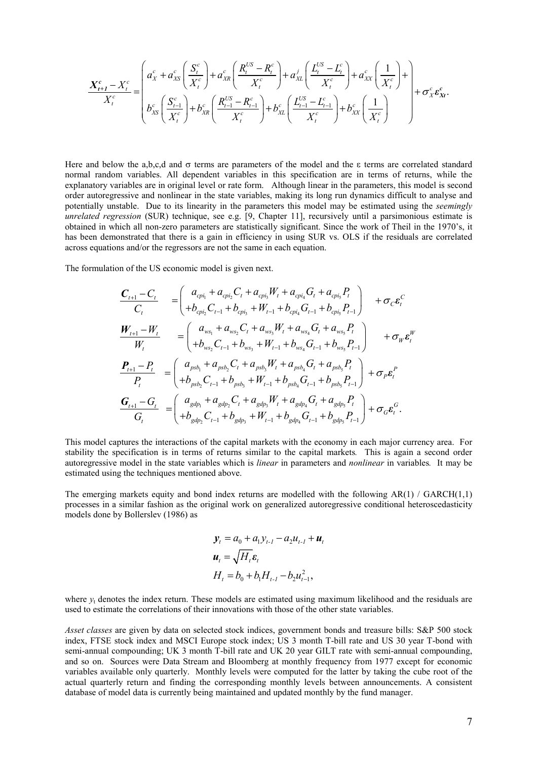$$\frac{\boldsymbol{X^c_{t+1}} - X^c_t}{X^c_t} = \left( \begin{array}{l} a^c_X + a^c_{XS}\left(\dfrac{S^c_t}{X^c_t}\right) + a^c_{XR}\left(\dfrac{R^{US}_t - R^c_t}{X^c_t}\right) + a^j_{XL}\left(\dfrac{L^{US}_t - L^c_t}{X^c_t}\right) + a^c_{XX}\left(\dfrac{1}{X^c_t}\right) + \\ b^c_{XS}\left(\dfrac{S^c_{t-1}}{X^c_t}\right) + b^c_{XR}\left(\dfrac{R^{US}_{t-1} - R^c_{t-1}}{X^c_t}\right) + b^c_{XL}\left(\dfrac{L^{US}_{t-1} - L^c_{t-1}}{X^c_t}\right) + b^c_{XX}\left(\dfrac{1}{X^c_t}\right) \end{array} \right) + \sigma^c_X \boldsymbol{\varepsilon^c_{Xt}}.$$

Here and below the a,b,c,d and $\sigma$ terms are parameters of the model and the $\varepsilon$ terms are correlated standard normal random variables. All dependent variables in this specification are in terms of returns, while the explanatory variables are in original level or rate form. Although linear in the parameters, this model is second order autoregressive and nonlinear in the state variables, making its long run dynamics difficult to analyse and potentially unstable. Due to its linearity in the parameters this model may be estimated using the *seemingly unrelated regression* (SUR) technique, see e.g. [9, Chapter 11], recursively until a parsimonious estimate is obtained in which all non-zero parameters are statistically significant. Since the work of Theil in the 1970's, it has been demonstrated that there is a gain in efficiency in using SUR vs. OLS if the residuals are correlated across equations and/or the regressors are not the same in each equation.

The formulation of the US economic model is given next.

$$\frac{\boldsymbol{C}_{t+1} - C_t}{C_t} = \left( \begin{array}{l} a_{cpi_1} + a_{cpi_2} C_t + a_{cpi_3} W_t + a_{cpi_4} G_t + a_{cpi_5} P_t \\ + b_{cpi_2} C_{t-1} + b_{cpi_3} + W_{t-1} + b_{cpi_4} G_{t-1} + b_{cpi_5} P_{t-1} \end{array} \right) + \sigma_C \boldsymbol{\varepsilon}^C_t$$

$$\frac{\boldsymbol{W}_{t+1} - W_t}{W_t} = \left( \begin{array}{l} a_{ws_1} + a_{ws_2} C_t + a_{ws_3} W_t + a_{ws_4} G_t + a_{ws_5} P_t \\ + b_{ws_2} C_{t-1} + b_{ws_3} + W_{t-1} + b_{ws_4} G_{t-1} + b_{ws_5} P_{t-1} \end{array} \right) + \sigma_W \boldsymbol{\varepsilon}^W_t$$

$$\frac{\boldsymbol{P}_{t+1} - P_t}{P_t} = \left( \begin{array}{l} a_{psb_1} + a_{psb_2} C_t + a_{psb_3} W_t + a_{psb_4} G_t + a_{psb_5} P_t \\ + b_{psb_2} C_{t-1} + b_{psb_3} + W_{t-1} + b_{psb_4} G_{t-1} + b_{psb_5} P_{t-1} \end{array} \right) + \sigma_P \boldsymbol{\varepsilon}^P_t$$

$$\frac{\boldsymbol{G}_{t+1} - G_t}{G_t} = \left( \begin{array}{l} a_{gdp_1} + a_{gdp_2} C_t + a_{gdp_3} W_t + a_{gdp_4} G_t + a_{gdp_5} P_t \\ + b_{gdp_2} C_{t-1} + b_{gdp_3} + W_{t-1} + b_{gdp_4} G_{t-1} + b_{gdp_5} P_{t-1} \end{array} \right) + \sigma_G \boldsymbol{\varepsilon}^G_t.$$

This model captures the interactions of the capital markets with the economy in each major currency area. For stability the specification is in terms of returns similar to the capital markets*.* This is again a second order autoregressive model in the state variables which is *linear* in parameters and *nonlinear* in variables*.* It may be estimated using the techniques mentioned above.

The emerging markets equity and bond index returns are modelled with the following AR(1) / GARCH(1,1) processes in a similar fashion as the original work on generalized autoregressive conditional heteroscedasticity models done by Bollerslev (1986) as

$$\begin{aligned} \boldsymbol{y}_t &= a_0 + a_1 y_{t-1} - a_2 u_{t-1} + \boldsymbol{u}_t \\ \boldsymbol{u}_t &= \sqrt{H_t}\,\boldsymbol{\varepsilon}_t \\ H_t &= b_0 + b_1 H_{t-1} - b_2 u^2_{t-1}, \end{aligned}$$

where $y_t$ denotes the index return. These models are estimated using maximum likelihood and the residuals are used to estimate the correlations of their innovations with those of the other state variables.

*Asset classes* are given by data on selected stock indices, government bonds and treasure bills: S&P 500 stock index, FTSE stock index and MSCI Europe stock index; US 3 month T-bill rate and US 30 year T-bond with semi-annual compounding; UK 3 month T-bill rate and UK 20 year GILT rate with semi-annual compounding, and so on. Sources were Data Stream and Bloomberg at monthly frequency from 1977 except for economic variables available only quarterly. Monthly levels were computed for the latter by taking the cube root of the actual quarterly return and finding the corresponding monthly levels between announcements. A consistent database of model data is currently being maintained and updated monthly by the fund manager.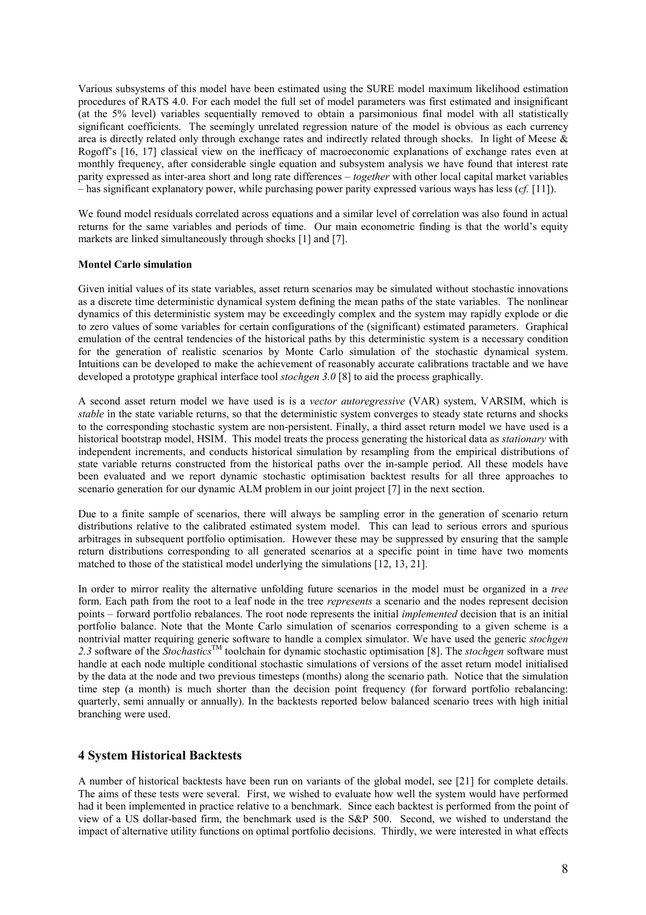Various subsystems of this model have been estimated using the SURE model maximum likelihood estimation procedures of RATS 4.0. For each model the full set of model parameters was first estimated and insignificant (at the 5% level) variables sequentially removed to obtain a parsimonious final model with all statistically significant coefficients. The seemingly unrelated regression nature of the model is obvious as each currency area is directly related only through exchange rates and indirectly related through shocks. In light of Meese & Rogoff's [16, 17] classical view on the inefficacy of macroeconomic explanations of exchange rates even at monthly frequency, after considerable single equation and subsystem analysis we have found that interest rate parity expressed as inter-area short and long rate differences – *together* with other local capital market variables – has significant explanatory power, while purchasing power parity expressed various ways has less (*cf.* [11]).

We found model residuals correlated across equations and a similar level of correlation was also found in actual returns for the same variables and periods of time. Our main econometric finding is that the world's equity markets are linked simultaneously through shocks [1] and [7].

**Montel Carlo simulation**

Given initial values of its state variables, asset return scenarios may be simulated without stochastic innovations as a discrete time deterministic dynamical system defining the mean paths of the state variables. The nonlinear dynamics of this deterministic system may be exceedingly complex and the system may rapidly explode or die to zero values of some variables for certain configurations of the (significant) estimated parameters. Graphical emulation of the central tendencies of the historical paths by this deterministic system is a necessary condition for the generation of realistic scenarios by Monte Carlo simulation of the stochastic dynamical system. Intuitions can be developed to make the achievement of reasonably accurate calibrations tractable and we have developed a prototype graphical interface tool *stochgen 3.0* [8] to aid the process graphically.

A second asset return model we have used is is a *vector autoregressive* (VAR) system, VARSIM, which is *stable* in the state variable returns, so that the deterministic system converges to steady state returns and shocks to the corresponding stochastic system are non-persistent. Finally, a third asset return model we have used is a historical bootstrap model, HSIM. This model treats the process generating the historical data as *stationary* with independent increments, and conducts historical simulation by resampling from the empirical distributions of state variable returns constructed from the historical paths over the in-sample period. All these models have been evaluated and we report dynamic stochastic optimisation backtest results for all three approaches to scenario generation for our dynamic ALM problem in our joint project [7] in the next section.

Due to a finite sample of scenarios, there will always be sampling error in the generation of scenario return distributions relative to the calibrated estimated system model. This can lead to serious errors and spurious arbitrages in subsequent portfolio optimisation. However these may be suppressed by ensuring that the sample return distributions corresponding to all generated scenarios at a specific point in time have two moments matched to those of the statistical model underlying the simulations [12, 13, 21].

In order to mirror reality the alternative unfolding future scenarios in the model must be organized in a *tree* form. Each path from the root to a leaf node in the tree *represents* a scenario and the nodes represent decision points – forward portfolio rebalances. The root node represents the initial *implemented* decision that is an initial portfolio balance. Note that the Monte Carlo simulation of scenarios corresponding to a given scheme is a nontrivial matter requiring generic software to handle a complex simulator. We have used the generic *stochgen 2.3* software of the *Stochastics*™ toolchain for dynamic stochastic optimisation [8]. The *stochgen* software must handle at each node multiple conditional stochastic simulations of versions of the asset return model initialised by the data at the node and two previous timesteps (months) along the scenario path. Notice that the simulation time step (a month) is much shorter than the decision point frequency (for forward portfolio rebalancing: quarterly, semi annually or annually). In the backtests reported below balanced scenario trees with high initial branching were used.

## 4 System Historical Backtests

A number of historical backtests have been run on variants of the global model, see [21] for complete details. The aims of these tests were several. First, we wished to evaluate how well the system would have performed had it been implemented in practice relative to a benchmark. Since each backtest is performed from the point of view of a US dollar-based firm, the benchmark used is the S&P 500. Second, we wished to understand the impact of alternative utility functions on optimal portfolio decisions. Thirdly, we were interested in what effects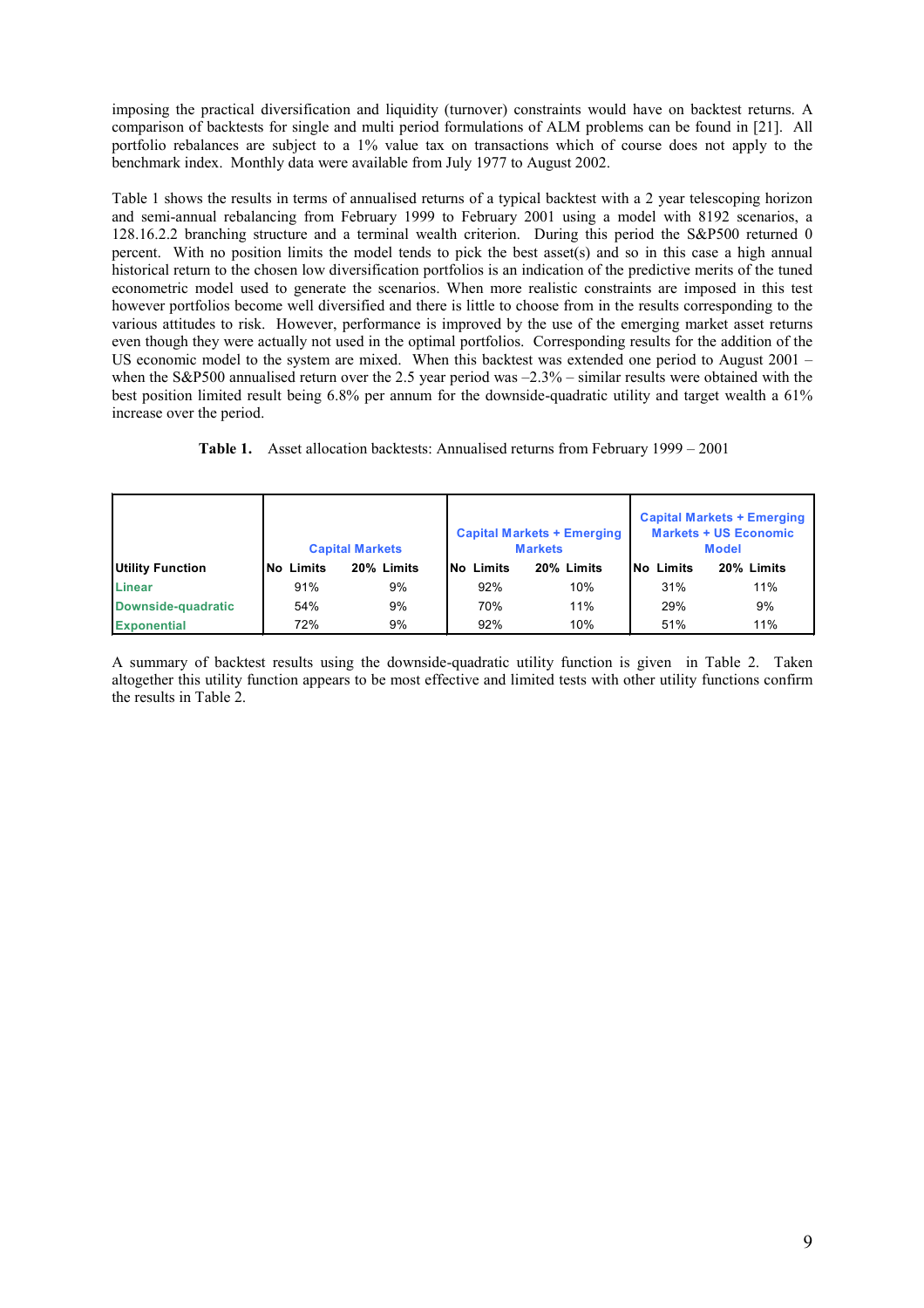imposing the practical diversification and liquidity (turnover) constraints would have on backtest returns. A comparison of backtests for single and multi period formulations of ALM problems can be found in [21]. All portfolio rebalances are subject to a 1% value tax on transactions which of course does not apply to the benchmark index. Monthly data were available from July 1977 to August 2002.

Table 1 shows the results in terms of annualised returns of a typical backtest with a 2 year telescoping horizon and semi-annual rebalancing from February 1999 to February 2001 using a model with 8192 scenarios, a 128.16.2.2 branching structure and a terminal wealth criterion. During this period the S&P500 returned 0 percent. With no position limits the model tends to pick the best asset(s) and so in this case a high annual historical return to the chosen low diversification portfolios is an indication of the predictive merits of the tuned econometric model used to generate the scenarios. When more realistic constraints are imposed in this test however portfolios become well diversified and there is little to choose from in the results corresponding to the various attitudes to risk. However, performance is improved by the use of the emerging market asset returns even though they were actually not used in the optimal portfolios. Corresponding results for the addition of the US economic model to the system are mixed. When this backtest was extended one period to August 2001 – when the S&P500 annualised return over the 2.5 year period was –2.3% – similar results were obtained with the best position limited result being 6.8% per annum for the downside-quadratic utility and target wealth a 61% increase over the period.

**Table 1.** Asset allocation backtests: Annualised returns from February 1999 – 2001

| | Capital Markets | | Capital Markets + Emerging Markets | | Capital Markets + Emerging Markets + US Economic Model | |
|---|---|---|---|---|---|---|
| **Utility Function** | **No Limits** | **20% Limits** | **No Limits** | **20% Limits** | **No Limits** | **20% Limits** |
| Linear | 91% | 9% | 92% | 10% | 31% | 11% |
| Downside-quadratic | 54% | 9% | 70% | 11% | 29% | 9% |
| Exponential | 72% | 9% | 92% | 10% | 51% | 11% |

A summary of backtest results using the downside-quadratic utility function is given in Table 2. Taken altogether this utility function appears to be most effective and limited tests with other utility functions confirm the results in Table 2.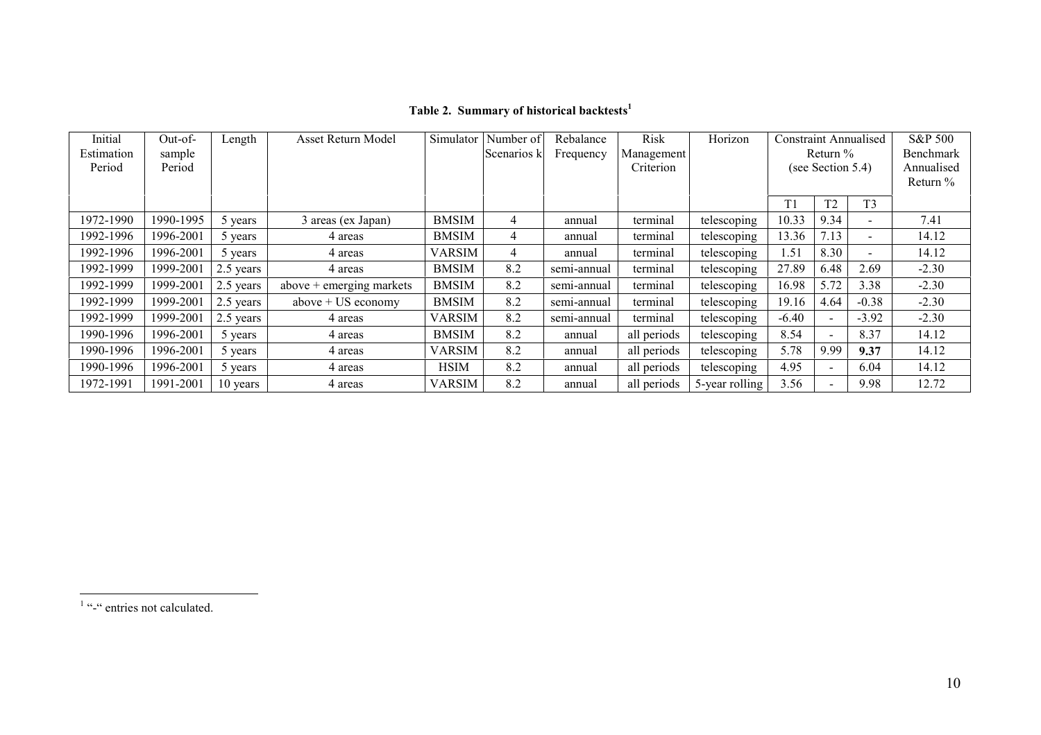**Table 2. Summary of historical backtests[1]**

| Initial Estimation Period | Out-of-sample Period | Length | Asset Return Model | Simulator | Number of Scenarios k | Rebalance Frequency | Risk Management Criterion | Horizon | Constraint Annualised Return % (see Section 5.4) | | | S&P 500 Benchmark Annualised Return % |
|---|---|---|---|---|---|---|---|---|---|---|---|---|
| | | | | | | | | | T1 | T2 | T3 | |
| 1972-1990 | 1990-1995 | 5 years | 3 areas (ex Japan) | BMSIM | 4 | annual | terminal | telescoping | 10.33 | 9.34 | - | 7.41 |
| 1992-1996 | 1996-2001 | 5 years | 4 areas | BMSIM | 4 | annual | terminal | telescoping | 13.36 | 7.13 | - | 14.12 |
| 1992-1996 | 1996-2001 | 5 years | 4 areas | VARSIM | 4 | annual | terminal | telescoping | 1.51 | 8.30 | - | 14.12 |
| 1992-1999 | 1999-2001 | 2.5 years | 4 areas | BMSIM | 8.2 | semi-annual | terminal | telescoping | 27.89 | 6.48 | 2.69 | -2.30 |
| 1992-1999 | 1999-2001 | 2.5 years | above + emerging markets | BMSIM | 8.2 | semi-annual | terminal | telescoping | 16.98 | 5.72 | 3.38 | -2.30 |
| 1992-1999 | 1999-2001 | 2.5 years | above + US economy | BMSIM | 8.2 | semi-annual | terminal | telescoping | 19.16 | 4.64 | -0.38 | -2.30 |
| 1992-1999 | 1999-2001 | 2.5 years | 4 areas | VARSIM | 8.2 | semi-annual | terminal | telescoping | -6.40 | - | -3.92 | -2.30 |
| 1990-1996 | 1996-2001 | 5 years | 4 areas | BMSIM | 8.2 | annual | all periods | telescoping | 8.54 | - | 8.37 | 14.12 |
| 1990-1996 | 1996-2001 | 5 years | 4 areas | VARSIM | 8.2 | annual | all periods | telescoping | 5.78 | 9.99 | **9.37** | 14.12 |
| 1990-1996 | 1996-2001 | 5 years | 4 areas | HSIM | 8.2 | annual | all periods | telescoping | 4.95 | - | 6.04 | 14.12 |
| 1972-1991 | 1991-2001 | 10 years | 4 areas | VARSIM | 8.2 | annual | all periods | 5-year rolling | 3.56 | - | 9.98 | 12.72 |

[1] "-" entries not calculated.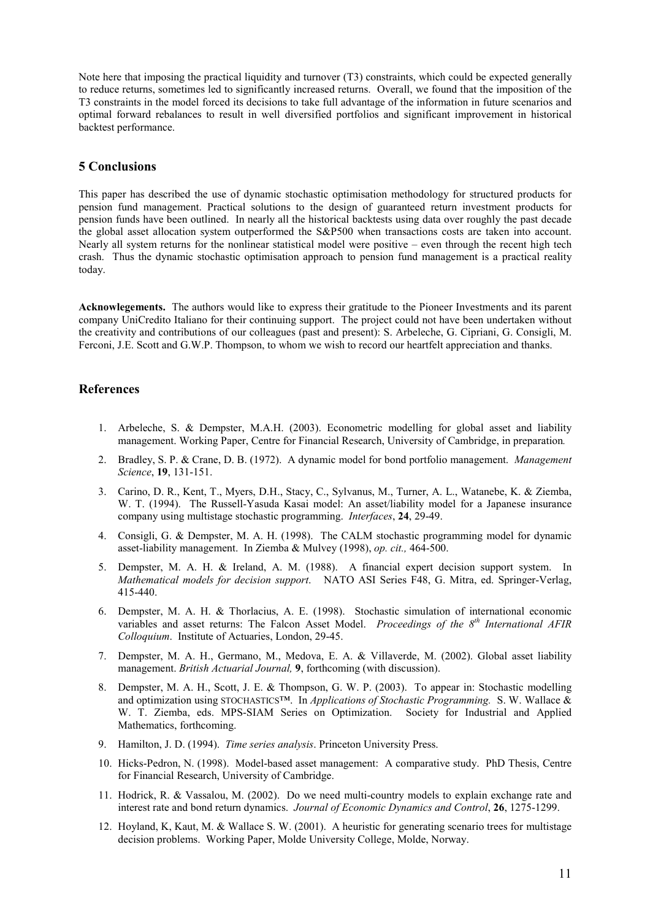Note here that imposing the practical liquidity and turnover (T3) constraints, which could be expected generally to reduce returns, sometimes led to significantly increased returns. Overall, we found that the imposition of the T3 constraints in the model forced its decisions to take full advantage of the information in future scenarios and optimal forward rebalances to result in well diversified portfolios and significant improvement in historical backtest performance.

## 5 Conclusions

This paper has described the use of dynamic stochastic optimisation methodology for structured products for pension fund management. Practical solutions to the design of guaranteed return investment products for pension funds have been outlined. In nearly all the historical backtests using data over roughly the past decade the global asset allocation system outperformed the S&P500 when transactions costs are taken into account. Nearly all system returns for the nonlinear statistical model were positive – even through the recent high tech crash. Thus the dynamic stochastic optimisation approach to pension fund management is a practical reality today.

**Acknowlegements.** The authors would like to express their gratitude to the Pioneer Investments and its parent company UniCredito Italiano for their continuing support. The project could not have been undertaken without the creativity and contributions of our colleagues (past and present): S. Arbeleche, G. Cipriani, G. Consigli, M. Ferconi, J.E. Scott and G.W.P. Thompson, to whom we wish to record our heartfelt appreciation and thanks.

## References

1. Arbeleche, S. & Dempster, M.A.H. (2003). Econometric modelling for global asset and liability management. Working Paper, Centre for Financial Research, University of Cambridge, in preparation*.*
2. Bradley, S. P. & Crane, D. B. (1972). A dynamic model for bond portfolio management. *Management Science*, **19**, 131-151.
3. Carino, D. R., Kent, T., Myers, D.H., Stacy, C., Sylvanus, M., Turner, A. L., Watanebe, K. & Ziemba, W. T. (1994). The Russell-Yasuda Kasai model: An asset/liability model for a Japanese insurance company using multistage stochastic programming. *Interfaces*, **24**, 29-49.
4. Consigli, G. & Dempster, M. A. H. (1998). The CALM stochastic programming model for dynamic asset-liability management. In Ziemba & Mulvey (1998), *op. cit.,* 464-500.
5. Dempster, M. A. H. & Ireland, A. M. (1988). A financial expert decision support system. In *Mathematical models for decision support*. NATO ASI Series F48, G. Mitra, ed. Springer-Verlag, 415-440.
6. Dempster, M. A. H. & Thorlacius, A. E. (1998). Stochastic simulation of international economic variables and asset returns: The Falcon Asset Model. *Proceedings of the 8th International AFIR Colloquium*. Institute of Actuaries, London, 29-45.
7. Dempster, M. A. H., Germano, M., Medova, E. A. & Villaverde, M. (2002). Global asset liability management. *British Actuarial Journal,* **9**, forthcoming (with discussion).
8. Dempster, M. A. H., Scott, J. E. & Thompson, G. W. P. (2003). To appear in: Stochastic modelling and optimization using STOCHASTICS™. In *Applications of Stochastic Programming.* S. W. Wallace & W. T. Ziemba, eds. MPS-SIAM Series on Optimization. Society for Industrial and Applied Mathematics, forthcoming.
9. Hamilton, J. D. (1994). *Time series analysis*. Princeton University Press.
10. Hicks-Pedron, N. (1998). Model-based asset management: A comparative study. PhD Thesis, Centre for Financial Research, University of Cambridge.
11. Hodrick, R. & Vassalou, M. (2002). Do we need multi-country models to explain exchange rate and interest rate and bond return dynamics. *Journal of Economic Dynamics and Control*, **26**, 1275-1299.
12. Hoyland, K, Kaut, M. & Wallace S. W. (2001). A heuristic for generating scenario trees for multistage decision problems. Working Paper, Molde University College, Molde, Norway.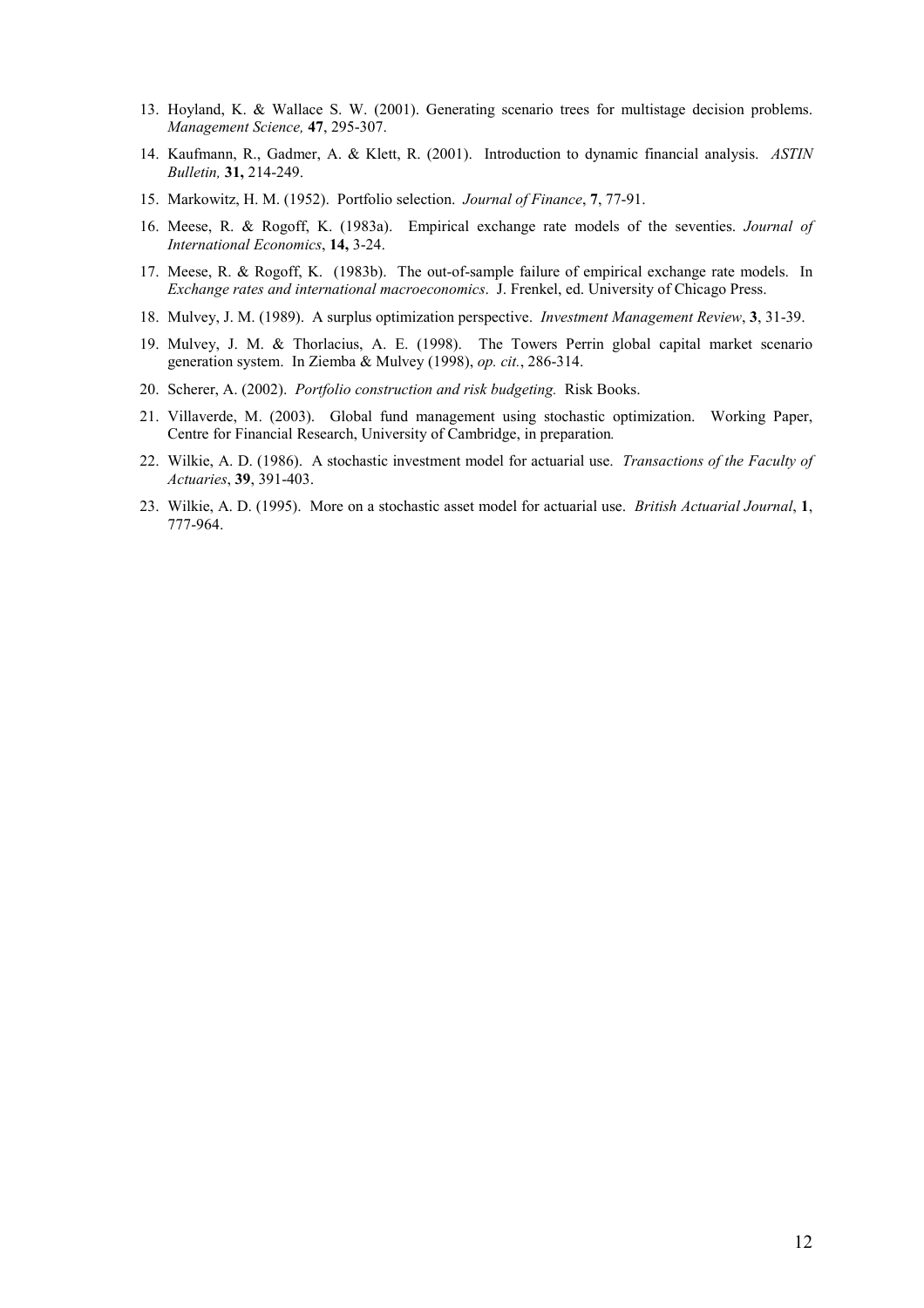13. Hoyland, K. & Wallace S. W. (2001). Generating scenario trees for multistage decision problems. *Management Science,* **47**, 295-307.

14. Kaufmann, R., Gadmer, A. & Klett, R. (2001). Introduction to dynamic financial analysis. *ASTIN Bulletin,* **31,** 214-249.

15. Markowitz, H. M. (1952). Portfolio selection. *Journal of Finance*, **7**, 77-91.

16. Meese, R. & Rogoff, K. (1983a). Empirical exchange rate models of the seventies. *Journal of International Economics*, **14,** 3-24.

17. Meese, R. & Rogoff, K. (1983b). The out-of-sample failure of empirical exchange rate models. In *Exchange rates and international macroeconomics*. J. Frenkel, ed. University of Chicago Press.

18. Mulvey, J. M. (1989). A surplus optimization perspective. *Investment Management Review*, **3**, 31-39.

19. Mulvey, J. M. & Thorlacius, A. E. (1998). The Towers Perrin global capital market scenario generation system. In Ziemba & Mulvey (1998), *op. cit.*, 286-314.

20. Scherer, A. (2002). *Portfolio construction and risk budgeting.* Risk Books.

21. Villaverde, M. (2003). Global fund management using stochastic optimization. Working Paper, Centre for Financial Research, University of Cambridge, in preparation*.*

22. Wilkie, A. D. (1986). A stochastic investment model for actuarial use. *Transactions of the Faculty of Actuaries*, **39**, 391-403.

23. Wilkie, A. D. (1995). More on a stochastic asset model for actuarial use. *British Actuarial Journal*, **1**, 777-964.